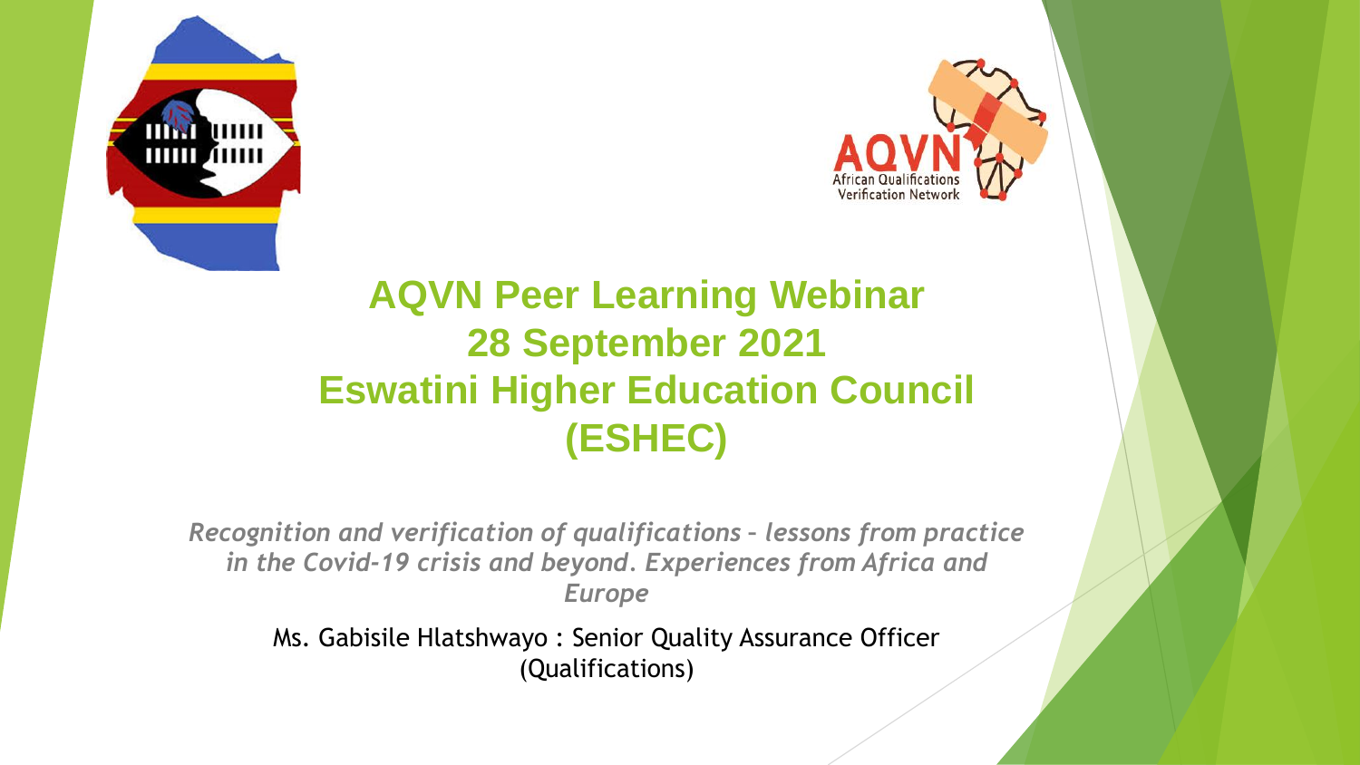# AQVN Peer Learning Webinar
# 28 September 2021
# Eswatini Higher Education Council (ESHEC)

*Recognition and verification of qualifications – lessons from practice in the Covid-19 crisis and beyond. Experiences from Africa and Europe*

Ms. Gabisile Hlatshwayo : Senior Quality Assurance Officer (Qualifications)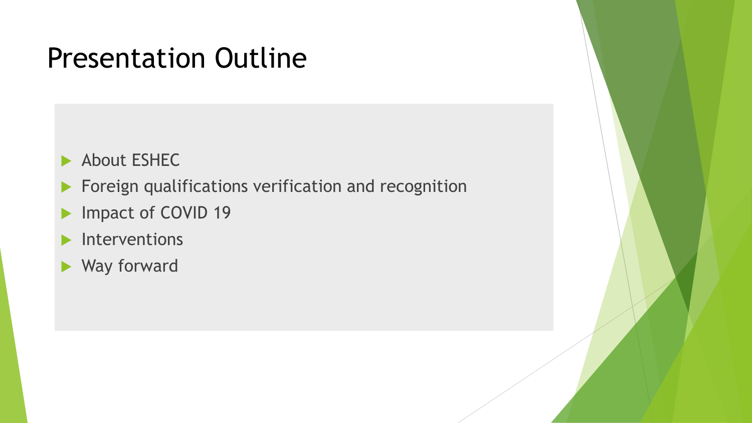# Presentation Outline

- About ESHEC
- Foreign qualifications verification and recognition
- Impact of COVID 19
- Interventions
- Way forward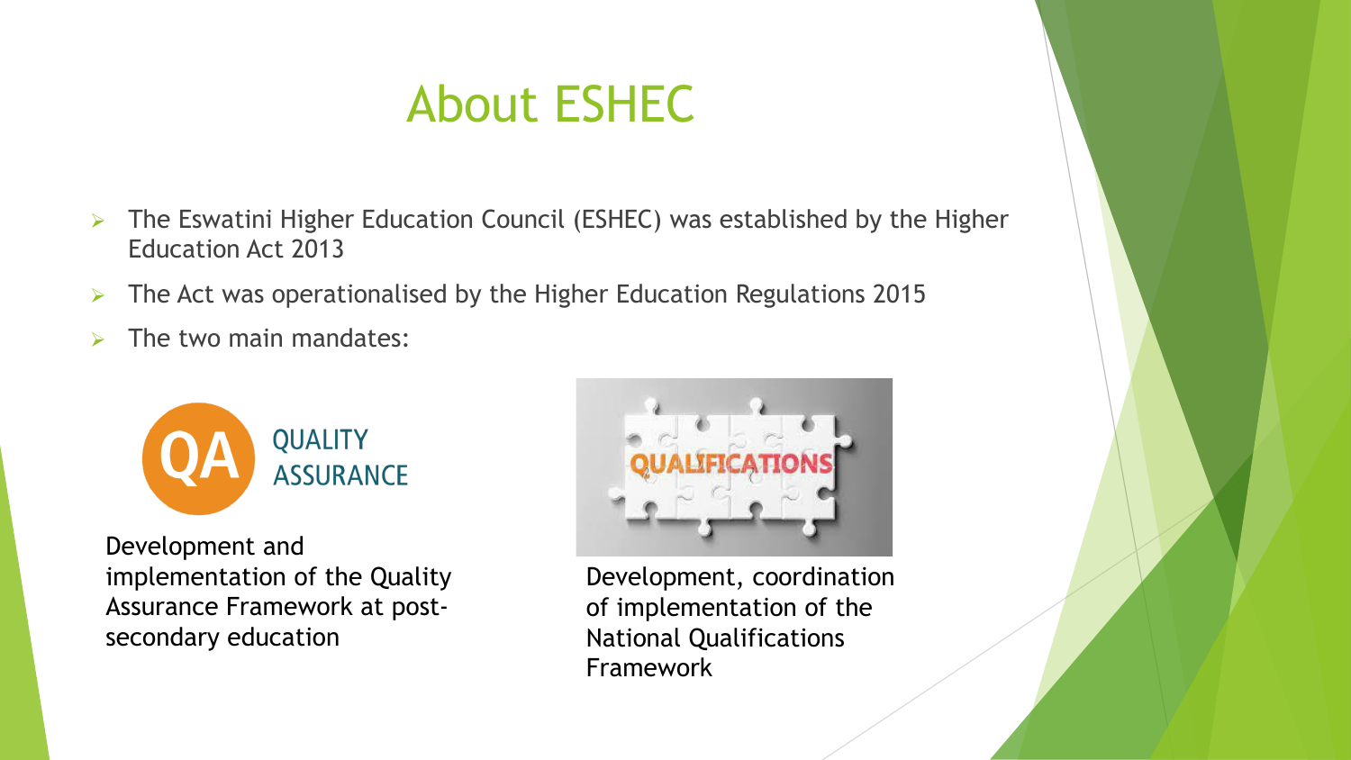# About ESHEC

- The Eswatini Higher Education Council (ESHEC) was established by the Higher Education Act 2013
- The Act was operationalised by the Higher Education Regulations 2015
- The two main mandates:

QA QUALITY ASSURANCE

Development and implementation of the Quality Assurance Framework at post-secondary education

QUALIFICATIONS

Development, coordination of implementation of the National Qualifications Framework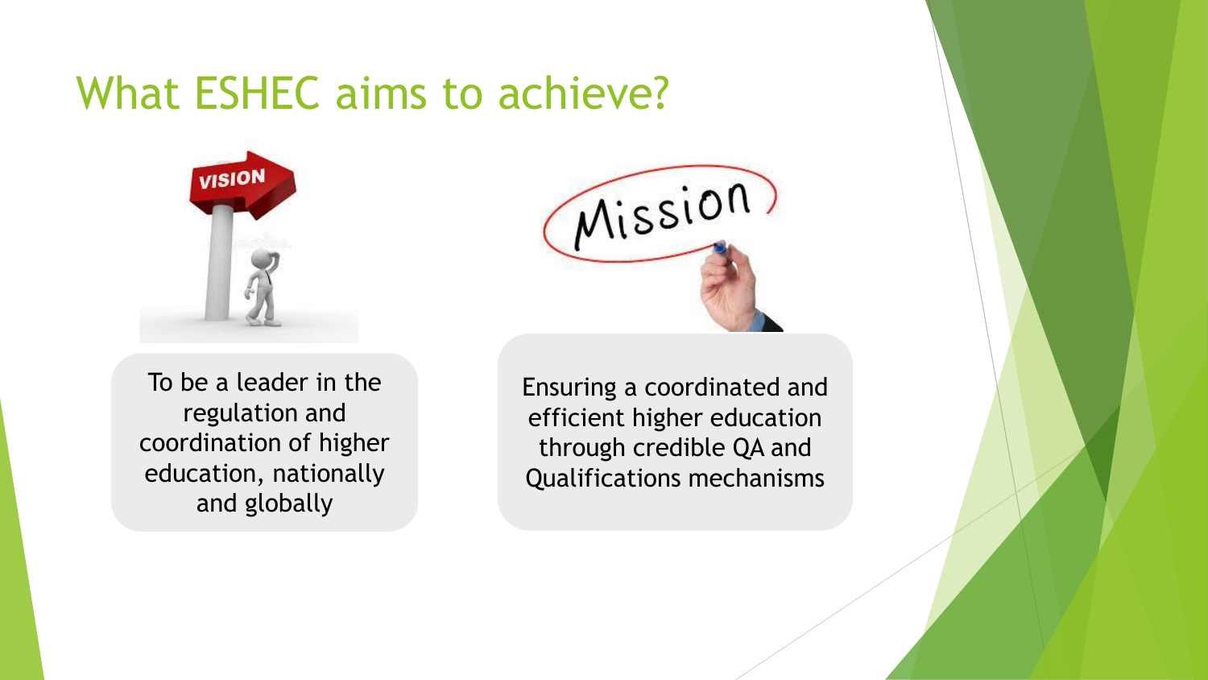# What ESHEC aims to achieve?

**VISION**

To be a leader in the regulation and coordination of higher education, nationally and globally

**Mission**

Ensuring a coordinated and efficient higher education through credible QA and Qualifications mechanisms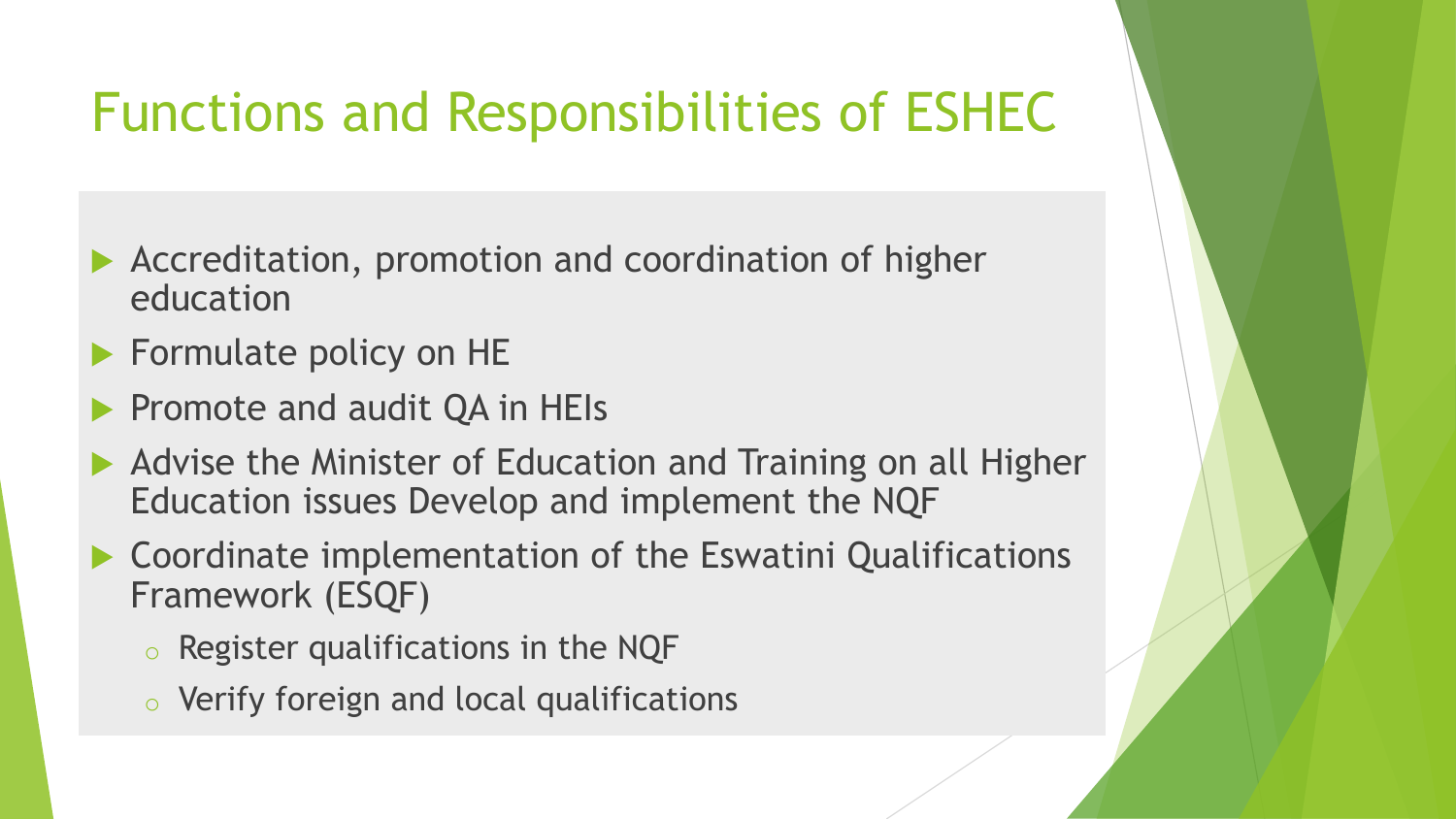# Functions and Responsibilities of ESHEC

- Accreditation, promotion and coordination of higher education
- Formulate policy on HE
- Promote and audit QA in HEIs
- Advise the Minister of Education and Training on all Higher Education issues Develop and implement the NQF
- Coordinate implementation of the Eswatini Qualifications Framework (ESQF)
  - Register qualifications in the NQF
  - Verify foreign and local qualifications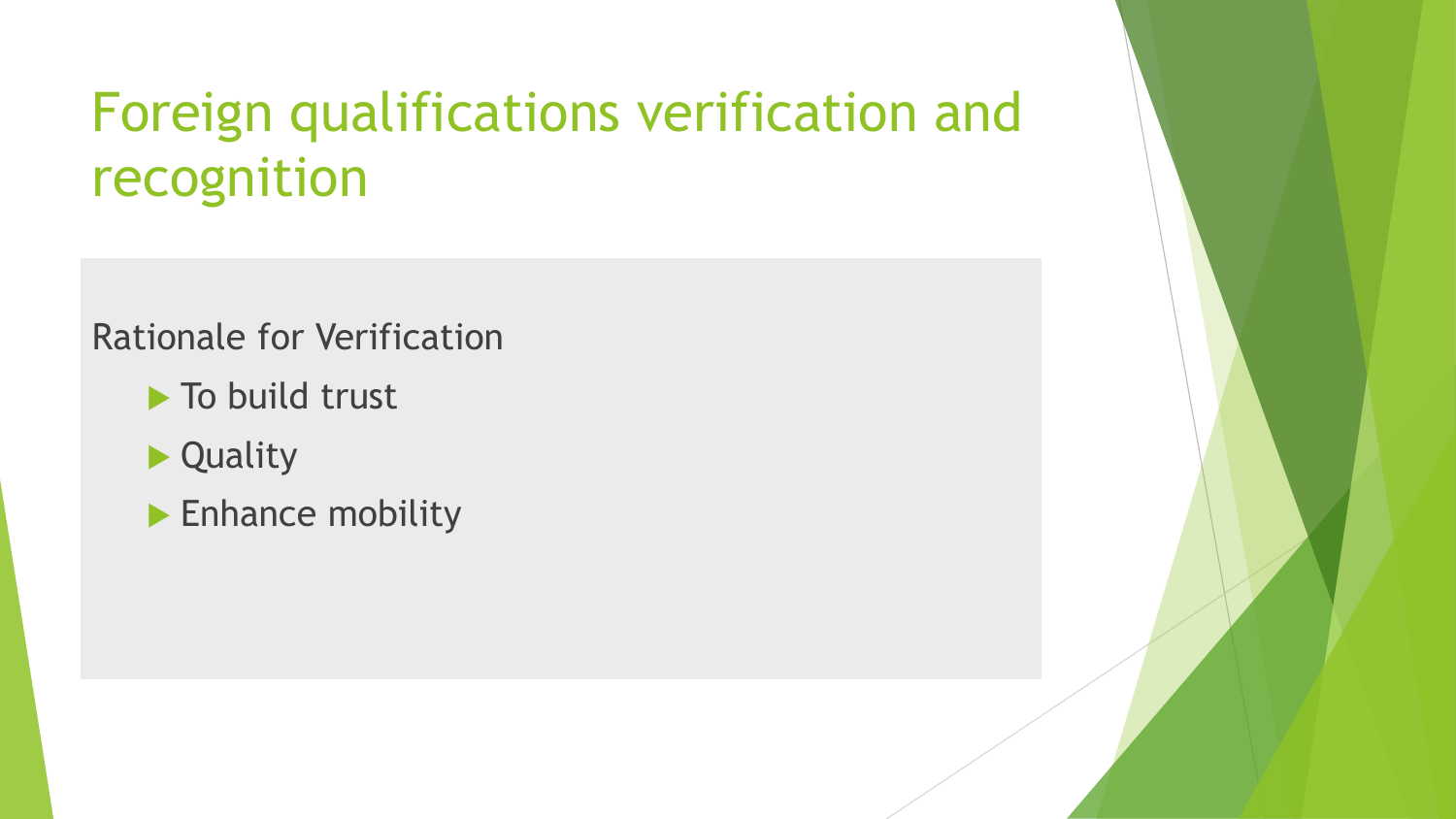# Foreign qualifications verification and recognition

Rationale for Verification

- To build trust
- Quality
- Enhance mobility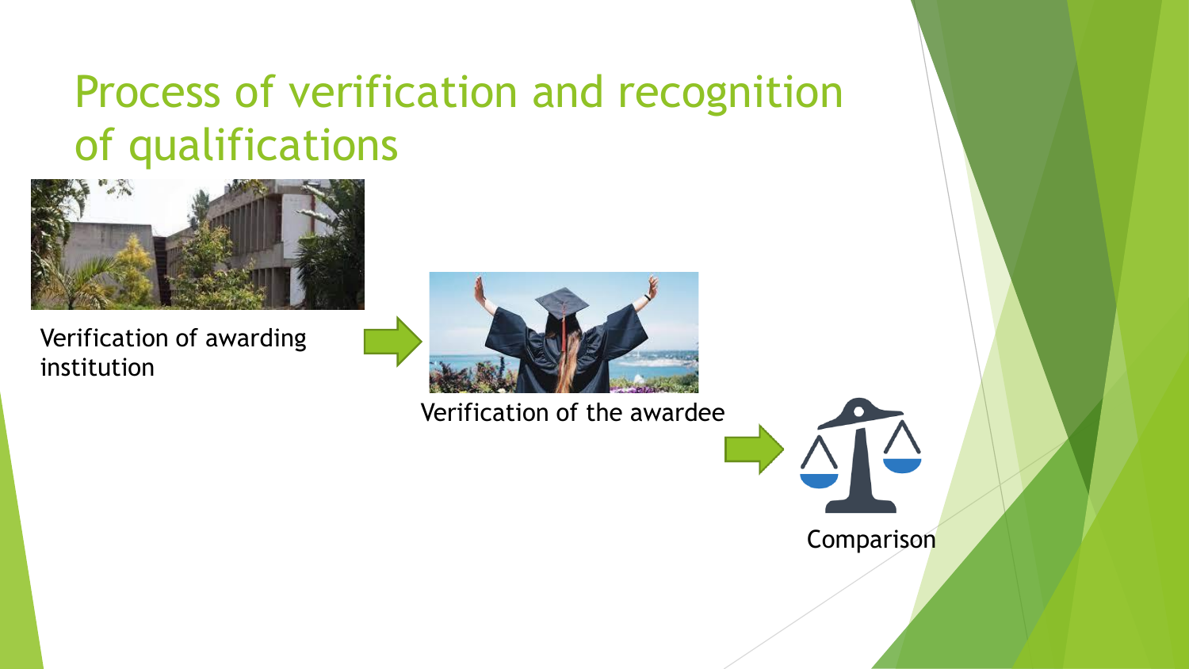# Process of verification and recognition of qualifications

Verification of awarding institution

Verification of the awardee

Comparison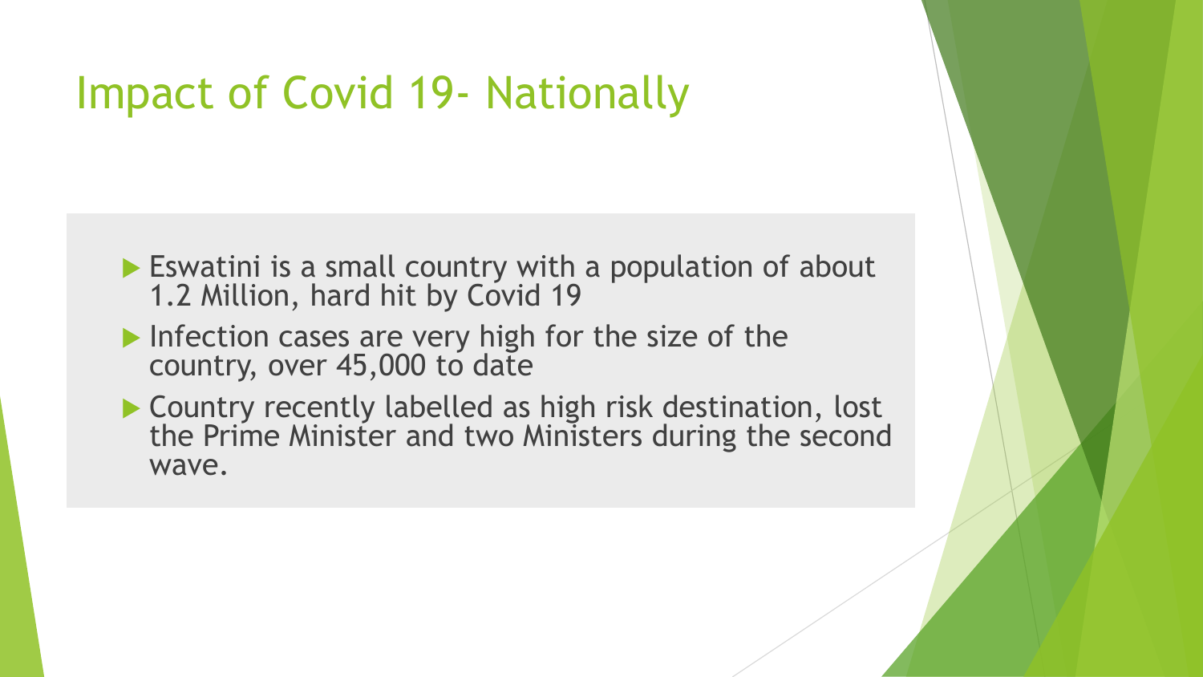# Impact of Covid 19- Nationally

- Eswatini is a small country with a population of about 1.2 Million, hard hit by Covid 19
- Infection cases are very high for the size of the country, over 45,000 to date
- Country recently labelled as high risk destination, lost the Prime Minister and two Ministers during the second wave.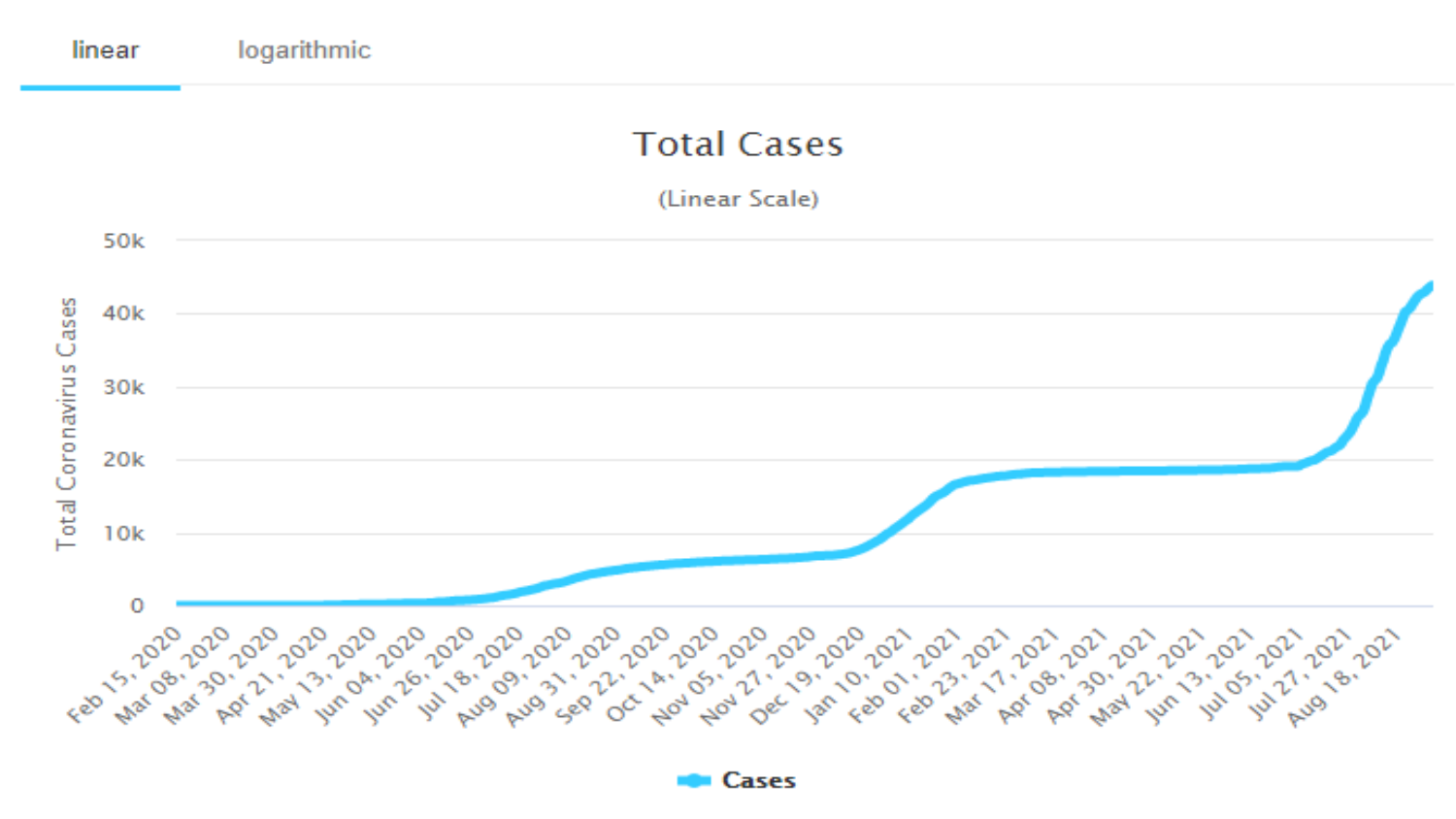linear | logarithmic

## Total Cases

(Linear Scale)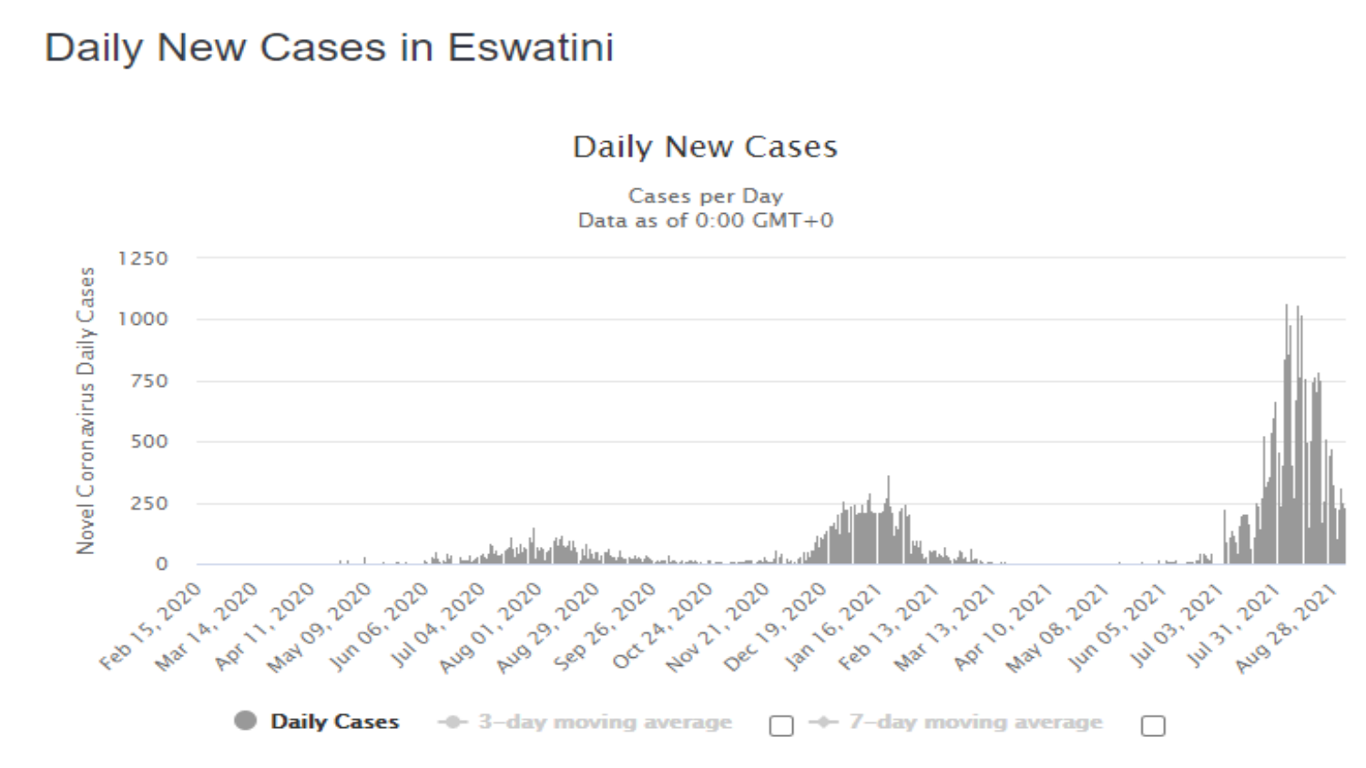# Daily New Cases in Eswatini

Daily New Cases

Cases per Day
Data as of 0:00 GMT+0

Novel Coronavirus Daily Cases

1250
1000
750
500
250
0

Feb 15, 2020 · Mar 14, 2020 · Apr 11, 2020 · May 09, 2020 · Jun 06, 2020 · Jul 04, 2020 · Aug 01, 2020 · Aug 29, 2020 · Sep 26, 2020 · Oct 24, 2020 · Nov 21, 2020 · Dec 19, 2020 · Jan 16, 2021 · Feb 13, 2021 · Mar 13, 2021 · Apr 10, 2021 · May 08, 2021 · Jun 05, 2021 · Jul 03, 2021 · Jul 31, 2021 · Aug 28, 2021

Daily Cases · 3-day moving average · 7-day moving average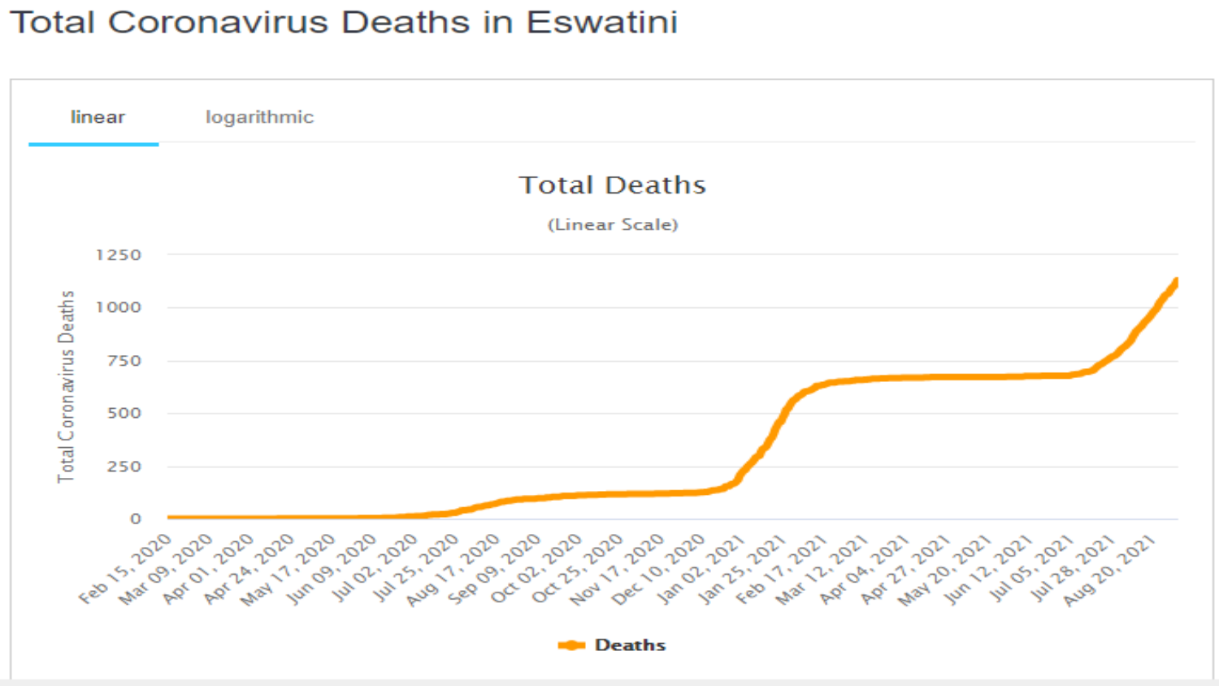# Total Coronavirus Deaths in Eswatini

linear | logarithmic

**Total Deaths**

(Linear Scale)

Total Coronavirus Deaths

1250
1000
750
500
250
0

Feb 15, 2020 · Mar 09, 2020 · Apr 01, 2020 · Apr 24, 2020 · May 17, 2020 · Jun 09, 2020 · Jul 02, 2020 · Jul 25, 2020 · Aug 17, 2020 · Sep 09, 2020 · Oct 02, 2020 · Oct 25, 2020 · Nov 17, 2020 · Dec 10, 2020 · Jan 02, 2021 · Jan 25, 2021 · Feb 17, 2021 · Mar 12, 2021 · Apr 04, 2021 · Apr 27, 2021 · May 20, 2021 · Jun 12, 2021 · Jul 05, 2021 · Jul 28, 2021 · Aug 20, 2021

Deaths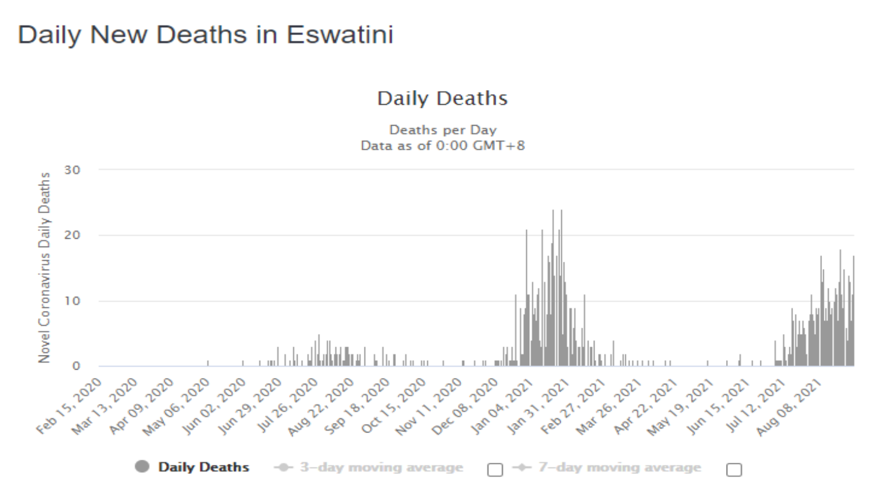# Daily New Deaths in Eswatini

Daily Deaths

Deaths per Day
Data as of 0:00 GMT+8

Novel Coronavirus Daily Deaths

30
20
10
0

Feb 15, 2020 | Mar 13, 2020 | Apr 09, 2020 | May 06, 2020 | Jun 02, 2020 | Jun 29, 2020 | Jul 26, 2020 | Aug 22, 2020 | Sep 18, 2020 | Oct 15, 2020 | Nov 11, 2020 | Dec 08, 2020 | Jan 04, 2021 | Jan 31, 2021 | Feb 27, 2021 | Mar 26, 2021 | Apr 22, 2021 | May 19, 2021 | Jun 15, 2021 | Jul 12, 2021 | Aug 08, 2021

Daily Deaths | 3-day moving average | 7-day moving average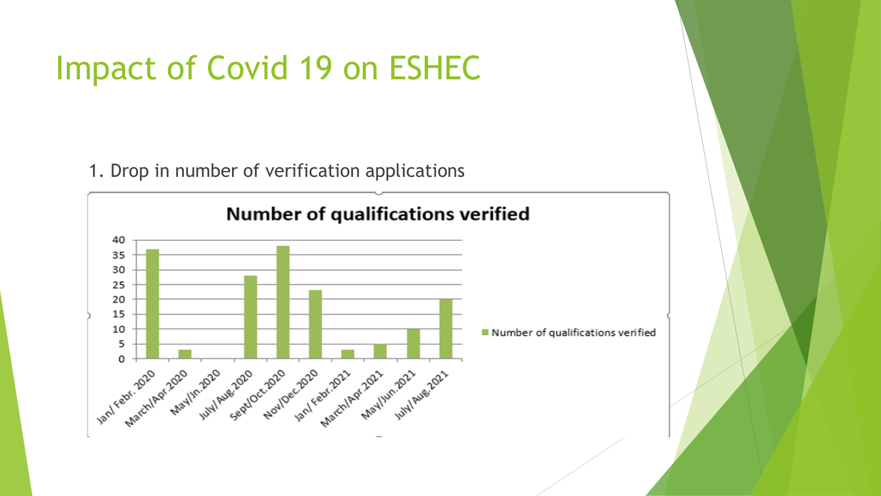# Impact of Covid 19 on ESHEC

1. Drop in number of verification applications

**Number of qualifications verified**

| Period | Number of qualifications verified |
|---|---|
| Jan/ Febr. 2020 | 37 |
| March/Apr.2020 | 3 |
| May/Jn.2020 | 0 |
| July/Aug.2020 | 28 |
| Sept/Oct.2020 | 38 |
| Nov/Dec.2020 | 23 |
| Jan/ Febr.2021 | 3 |
| March/Apr.2021 | 5 |
| May/Jun.2021 | 10 |
| July/Aug.2021 | 20 |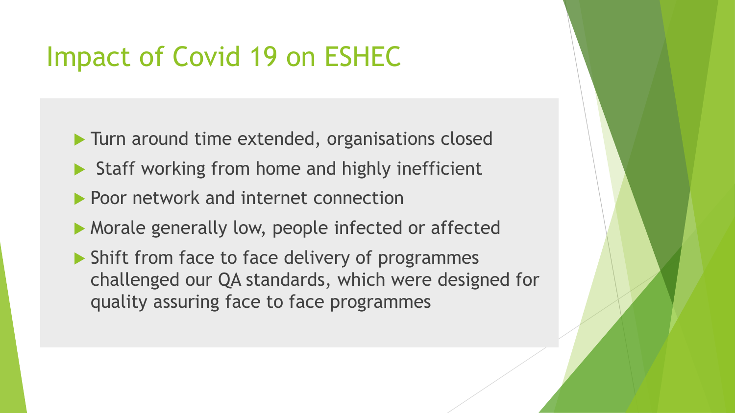# Impact of Covid 19 on ESHEC

- Turn around time extended, organisations closed
- Staff working from home and highly inefficient
- Poor network and internet connection
- Morale generally low, people infected or affected
- Shift from face to face delivery of programmes challenged our QA standards, which were designed for quality assuring face to face programmes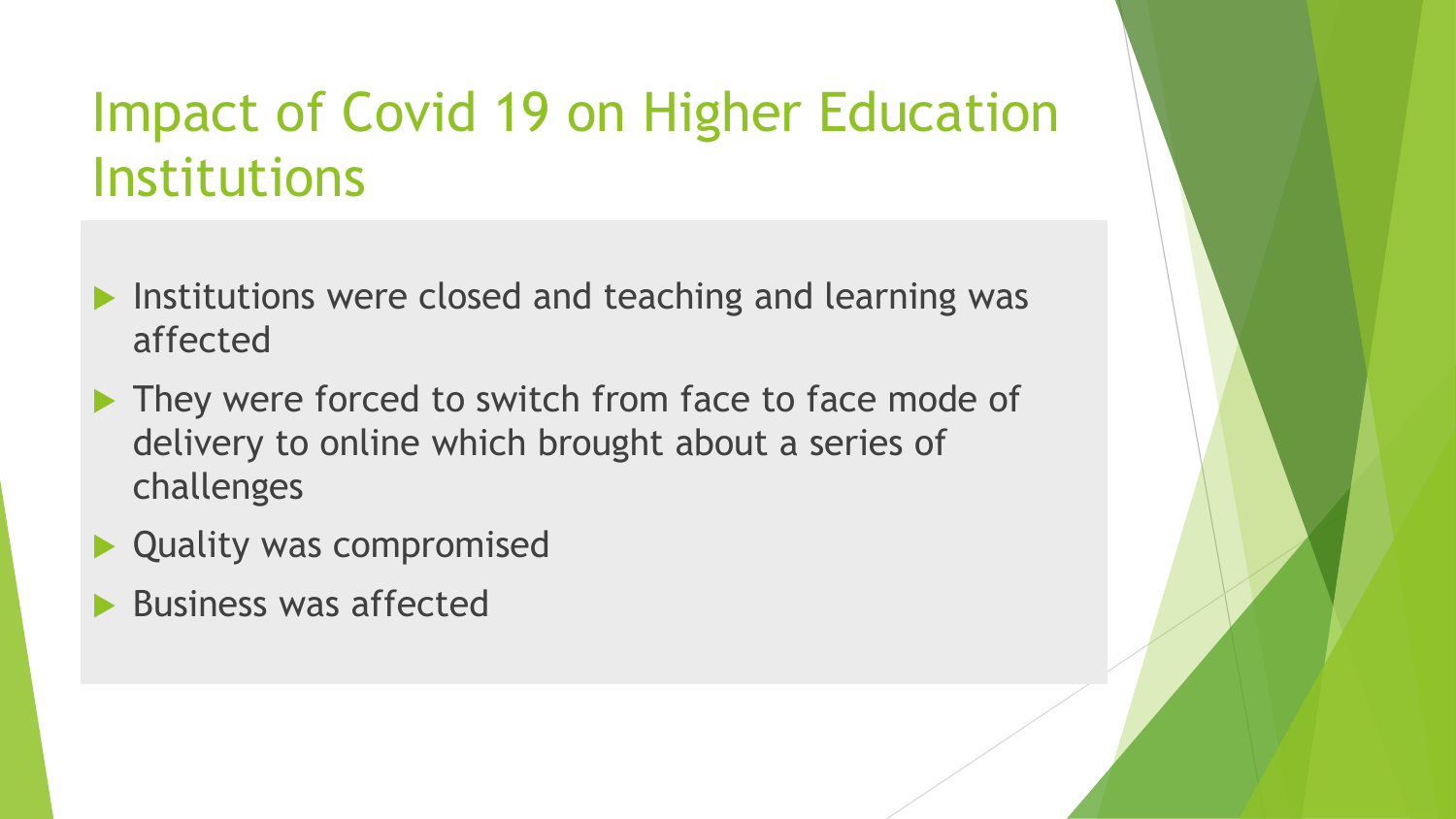# Impact of Covid 19 on Higher Education Institutions

- Institutions were closed and teaching and learning was affected
- They were forced to switch from face to face mode of delivery to online which brought about a series of challenges
- Quality was compromised
- Business was affected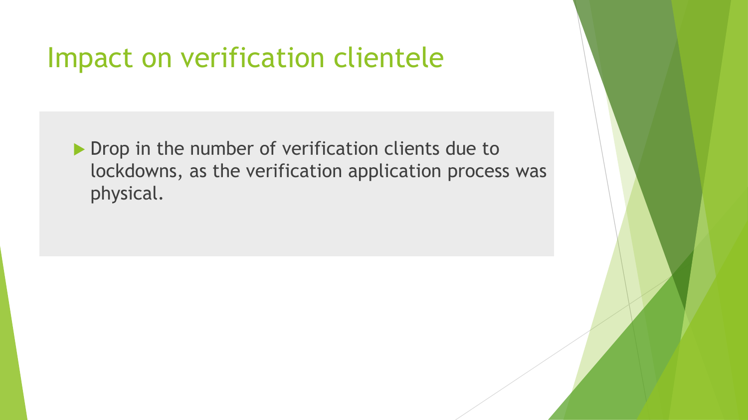# Impact on verification clientele

- Drop in the number of verification clients due to lockdowns, as the verification application process was physical.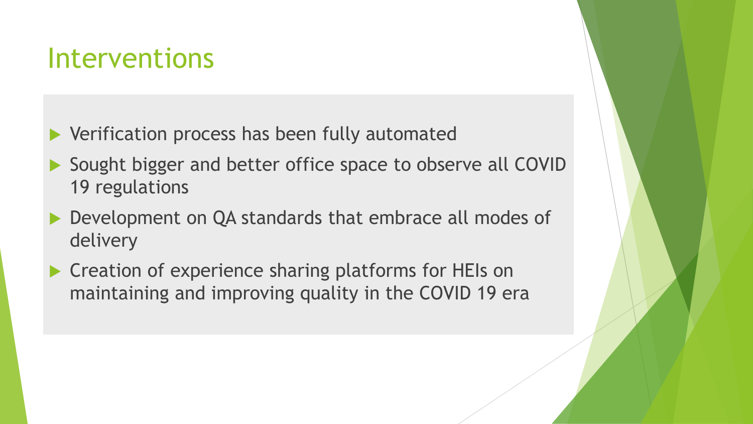# Interventions

- Verification process has been fully automated
- Sought bigger and better office space to observe all COVID 19 regulations
- Development on QA standards that embrace all modes of delivery
- Creation of experience sharing platforms for HEIs on maintaining and improving quality in the COVID 19 era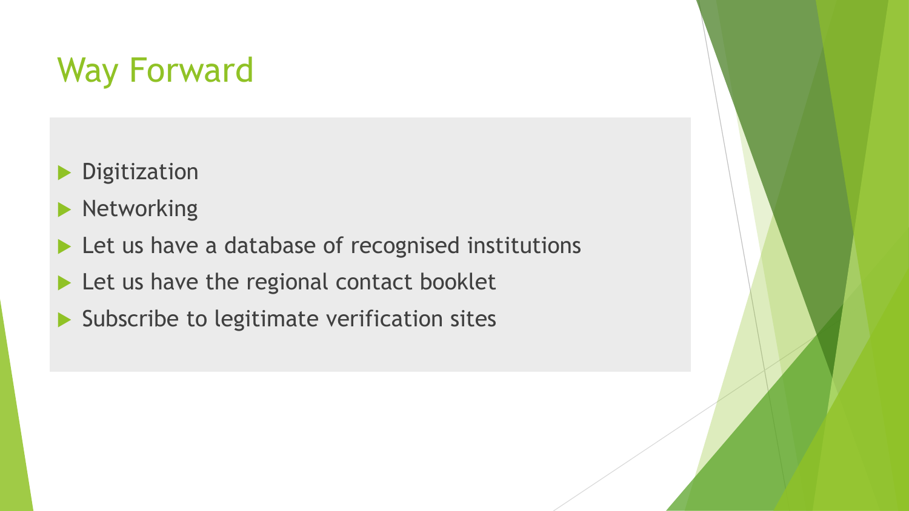# Way Forward

- Digitization
- Networking
- Let us have a database of recognised institutions
- Let us have the regional contact booklet
- Subscribe to legitimate verification sites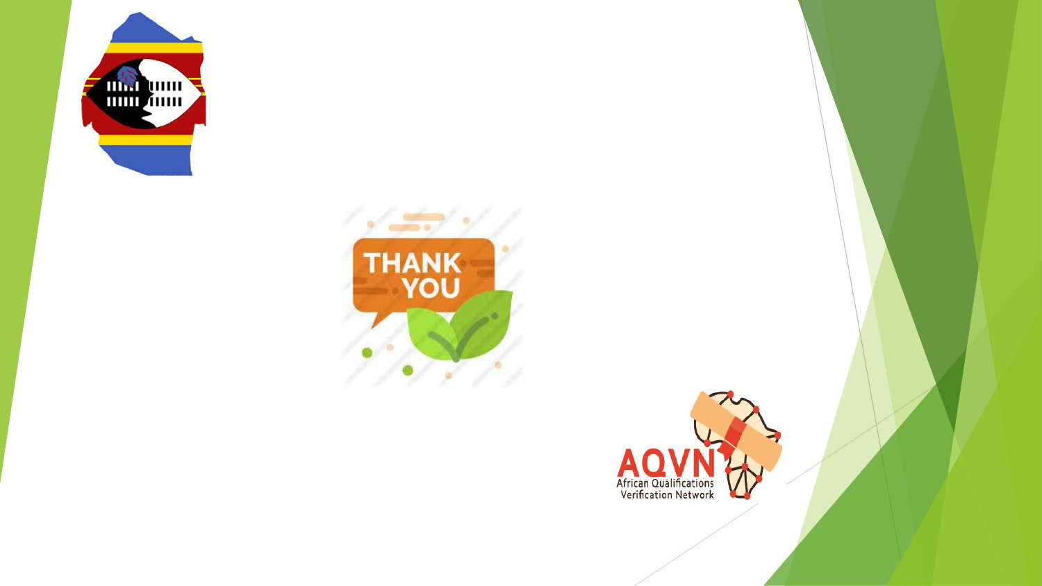THANK YOU

AQVN

African Qualifications Verification Network